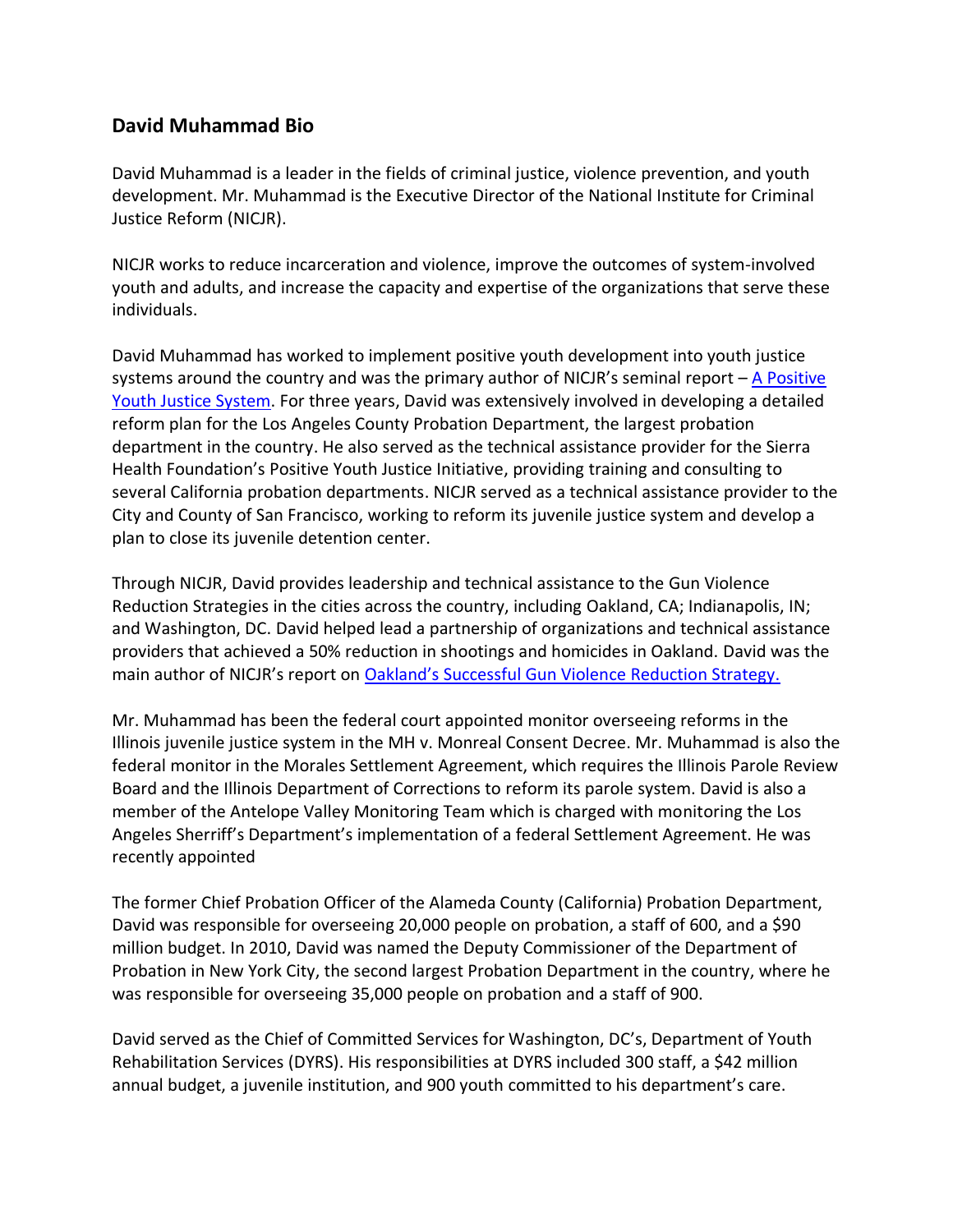## David Muhammad Bio

David Muhammad is a leader in the fields of criminal justice, violence prevention, and youth development. Mr. Muhammad is the Executive Director of the National Institute for Criminal Justice Reform (NICJR).

NICJR works to reduce incarceration and violence, improve the outcomes of system-involved youth and adults, and increase the capacity and expertise of the organizations that serve these individuals.

David Muhammad has worked to implement positive youth development into youth justice systems around the country and was the primary author of NICJR's seminal report – A Positive Youth Justice System. For three years, David was extensively involved in developing a detailed reform plan for the Los Angeles County Probation Department, the largest probation department in the country. He also served as the technical assistance provider for the Sierra Health Foundation's Positive Youth Justice Initiative, providing training and consulting to several California probation departments. NICJR served as a technical assistance provider to the City and County of San Francisco, working to reform its juvenile justice system and develop a plan to close its juvenile detention center.

Through NICJR, David provides leadership and technical assistance to the Gun Violence Reduction Strategies in the cities across the country, including Oakland, CA; Indianapolis, IN; and Washington, DC. David helped lead a partnership of organizations and technical assistance providers that achieved a 50% reduction in shootings and homicides in Oakland. David was the main author of NICJR's report on Oakland's Successful Gun Violence Reduction Strategy.

Mr. Muhammad has been the federal court appointed monitor overseeing reforms in the Illinois juvenile justice system in the MH v. Monreal Consent Decree. Mr. Muhammad is also the federal monitor in the Morales Settlement Agreement, which requires the Illinois Parole Review Board and the Illinois Department of Corrections to reform its parole system. David is also a member of the Antelope Valley Monitoring Team which is charged with monitoring the Los Angeles Sherriff's Department's implementation of a federal Settlement Agreement. He was recently appointed

The former Chief Probation Officer of the Alameda County (California) Probation Department, David was responsible for overseeing 20,000 people on probation, a staff of 600, and a $90 million budget. In 2010, David was named the Deputy Commissioner of the Department of Probation in New York City, the second largest Probation Department in the country, where he was responsible for overseeing 35,000 people on probation and a staff of 900.

David served as the Chief of Committed Services for Washington, DC's, Department of Youth Rehabilitation Services (DYRS). His responsibilities at DYRS included 300 staff, a $42 million annual budget, a juvenile institution, and 900 youth committed to his department's care.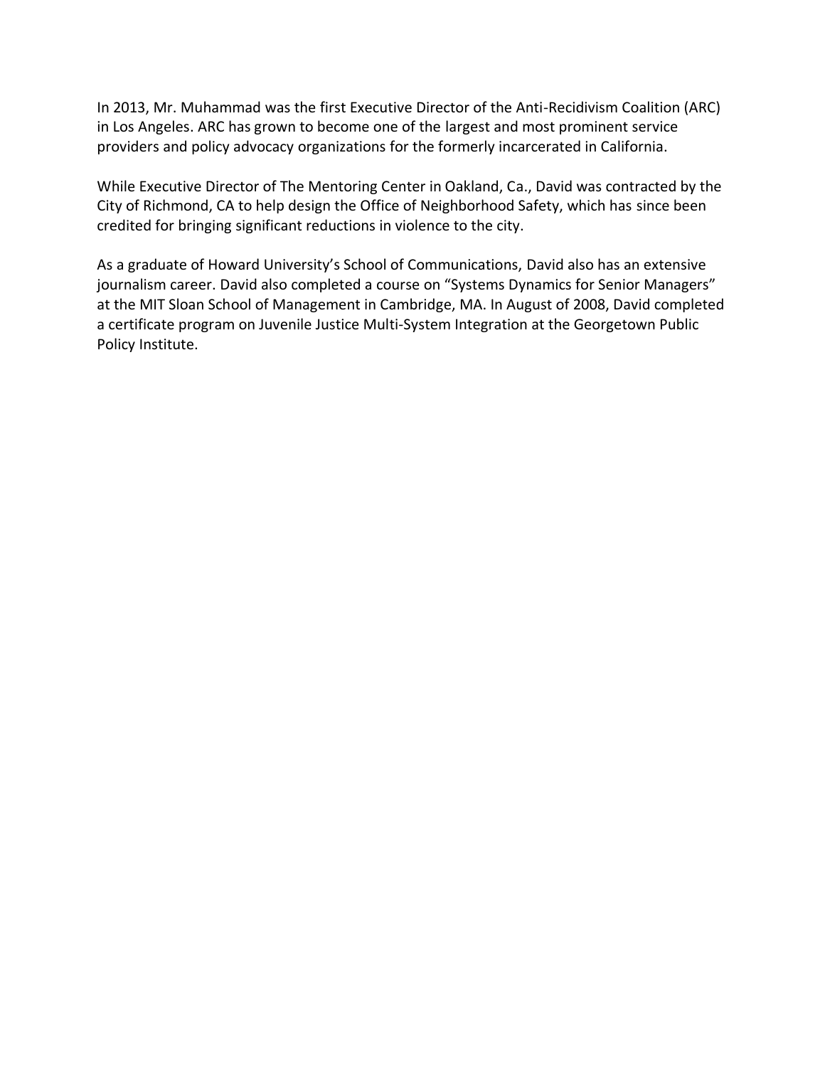In 2013, Mr. Muhammad was the first Executive Director of the Anti-Recidivism Coalition (ARC) in Los Angeles. ARC has grown to become one of the largest and most prominent service providers and policy advocacy organizations for the formerly incarcerated in California.

While Executive Director of The Mentoring Center in Oakland, Ca., David was contracted by the City of Richmond, CA to help design the Office of Neighborhood Safety, which has since been credited for bringing significant reductions in violence to the city.

As a graduate of Howard University's School of Communications, David also has an extensive journalism career. David also completed a course on "Systems Dynamics for Senior Managers" at the MIT Sloan School of Management in Cambridge, MA. In August of 2008, David completed a certificate program on Juvenile Justice Multi-System Integration at the Georgetown Public Policy Institute.